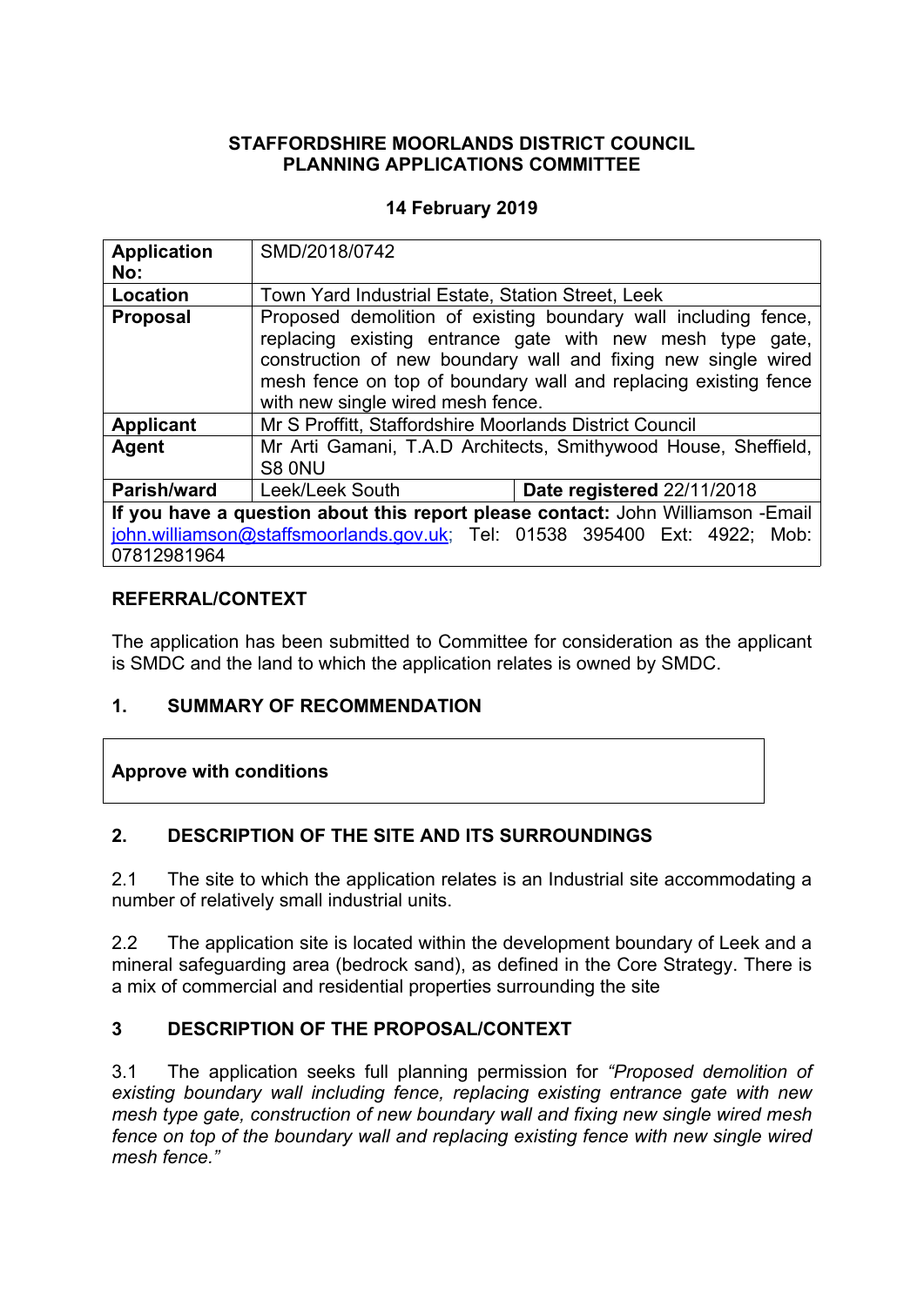**STAFFORDSHIRE MOORLANDS DISTRICT COUNCIL**
**PLANNING APPLICATIONS COMMITTEE**

**14 February 2019**

| | | |
|---|---|---|
| **Application No:** | SMD/2018/0742 | |
| **Location** | Town Yard Industrial Estate, Station Street, Leek | |
| **Proposal** | Proposed demolition of existing boundary wall including fence, replacing existing entrance gate with new mesh type gate, construction of new boundary wall and fixing new single wired mesh fence on top of boundary wall and replacing existing fence with new single wired mesh fence. | |
| **Applicant** | Mr S Proffitt, Staffordshire Moorlands District Council | |
| **Agent** | Mr Arti Gamani, T.A.D Architects, Smithywood House, Sheffield, S8 0NU | |
| **Parish/ward** | Leek/Leek South | **Date registered** 22/11/2018 |
| **If you have a question about this report please contact:** John Williamson -Email john.williamson@staffsmoorlands.gov.uk; Tel: 01538 395400 Ext: 4922; Mob: 07812981964 | | |

## REFERRAL/CONTEXT

The application has been submitted to Committee for consideration as the applicant is SMDC and the land to which the application relates is owned by SMDC.

## 1. SUMMARY OF RECOMMENDATION

**Approve with conditions**

## 2. DESCRIPTION OF THE SITE AND ITS SURROUNDINGS

2.1 The site to which the application relates is an Industrial site accommodating a number of relatively small industrial units.

2.2 The application site is located within the development boundary of Leek and a mineral safeguarding area (bedrock sand), as defined in the Core Strategy. There is a mix of commercial and residential properties surrounding the site

## 3 DESCRIPTION OF THE PROPOSAL/CONTEXT

3.1 The application seeks full planning permission for *"Proposed demolition of existing boundary wall including fence, replacing existing entrance gate with new mesh type gate, construction of new boundary wall and fixing new single wired mesh fence on top of the boundary wall and replacing existing fence with new single wired mesh fence."*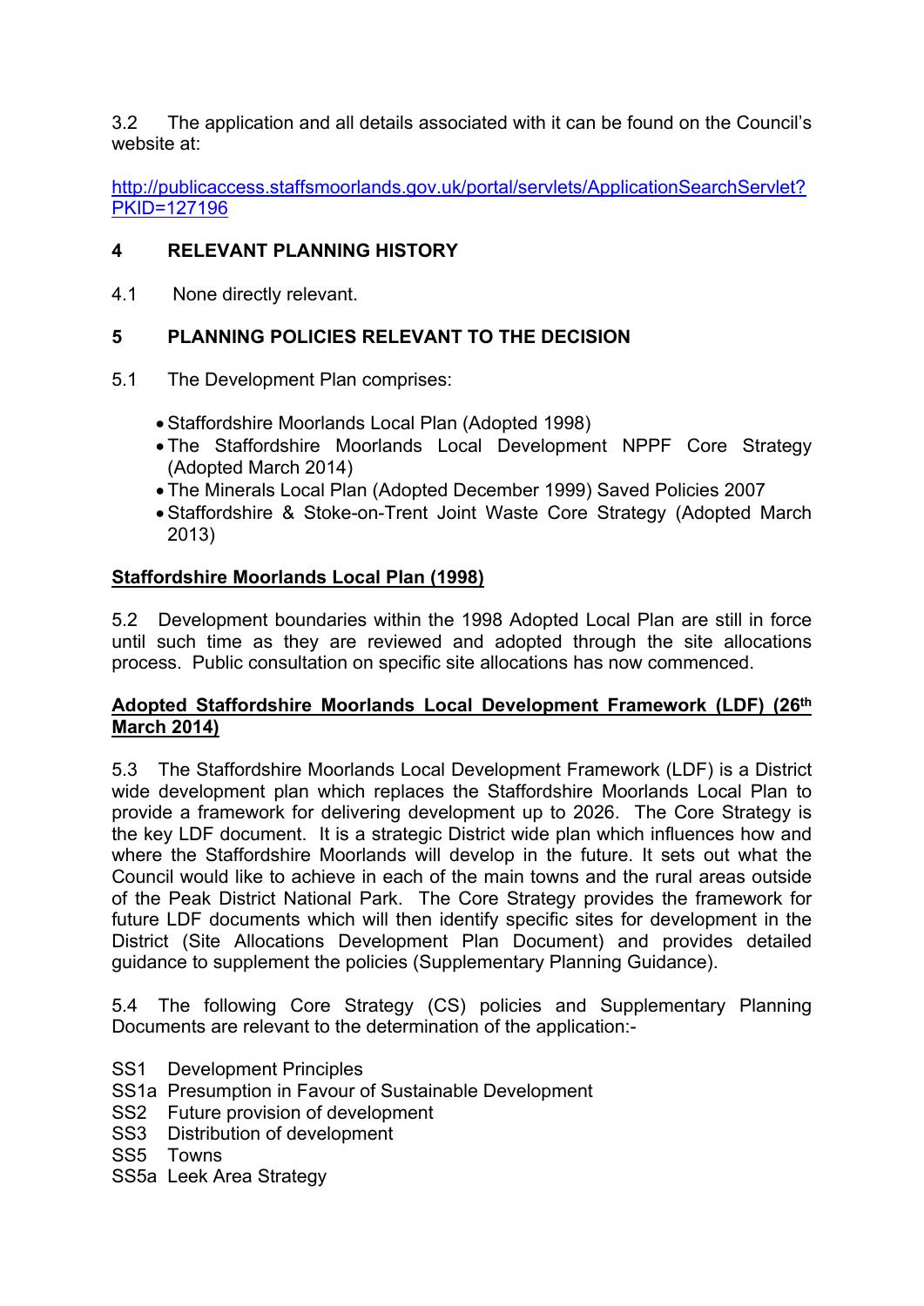3.2 The application and all details associated with it can be found on the Council's website at:

http://publicaccess.staffsmoorlands.gov.uk/portal/servlets/ApplicationSearchServlet?PKID=127196

## 4 RELEVANT PLANNING HISTORY

4.1 None directly relevant.

## 5 PLANNING POLICIES RELEVANT TO THE DECISION

5.1 The Development Plan comprises:

- Staffordshire Moorlands Local Plan (Adopted 1998)
- The Staffordshire Moorlands Local Development NPPF Core Strategy (Adopted March 2014)
- The Minerals Local Plan (Adopted December 1999) Saved Policies 2007
- Staffordshire & Stoke-on-Trent Joint Waste Core Strategy (Adopted March 2013)

**Staffordshire Moorlands Local Plan (1998)**

5.2 Development boundaries within the 1998 Adopted Local Plan are still in force until such time as they are reviewed and adopted through the site allocations process. Public consultation on specific site allocations has now commenced.

**Adopted Staffordshire Moorlands Local Development Framework (LDF) (26th March 2014)**

5.3 The Staffordshire Moorlands Local Development Framework (LDF) is a District wide development plan which replaces the Staffordshire Moorlands Local Plan to provide a framework for delivering development up to 2026. The Core Strategy is the key LDF document. It is a strategic District wide plan which influences how and where the Staffordshire Moorlands will develop in the future. It sets out what the Council would like to achieve in each of the main towns and the rural areas outside of the Peak District National Park. The Core Strategy provides the framework for future LDF documents which will then identify specific sites for development in the District (Site Allocations Development Plan Document) and provides detailed guidance to supplement the policies (Supplementary Planning Guidance).

5.4 The following Core Strategy (CS) policies and Supplementary Planning Documents are relevant to the determination of the application:-

SS1 Development Principles
SS1a Presumption in Favour of Sustainable Development
SS2 Future provision of development
SS3 Distribution of development
SS5 Towns
SS5a Leek Area Strategy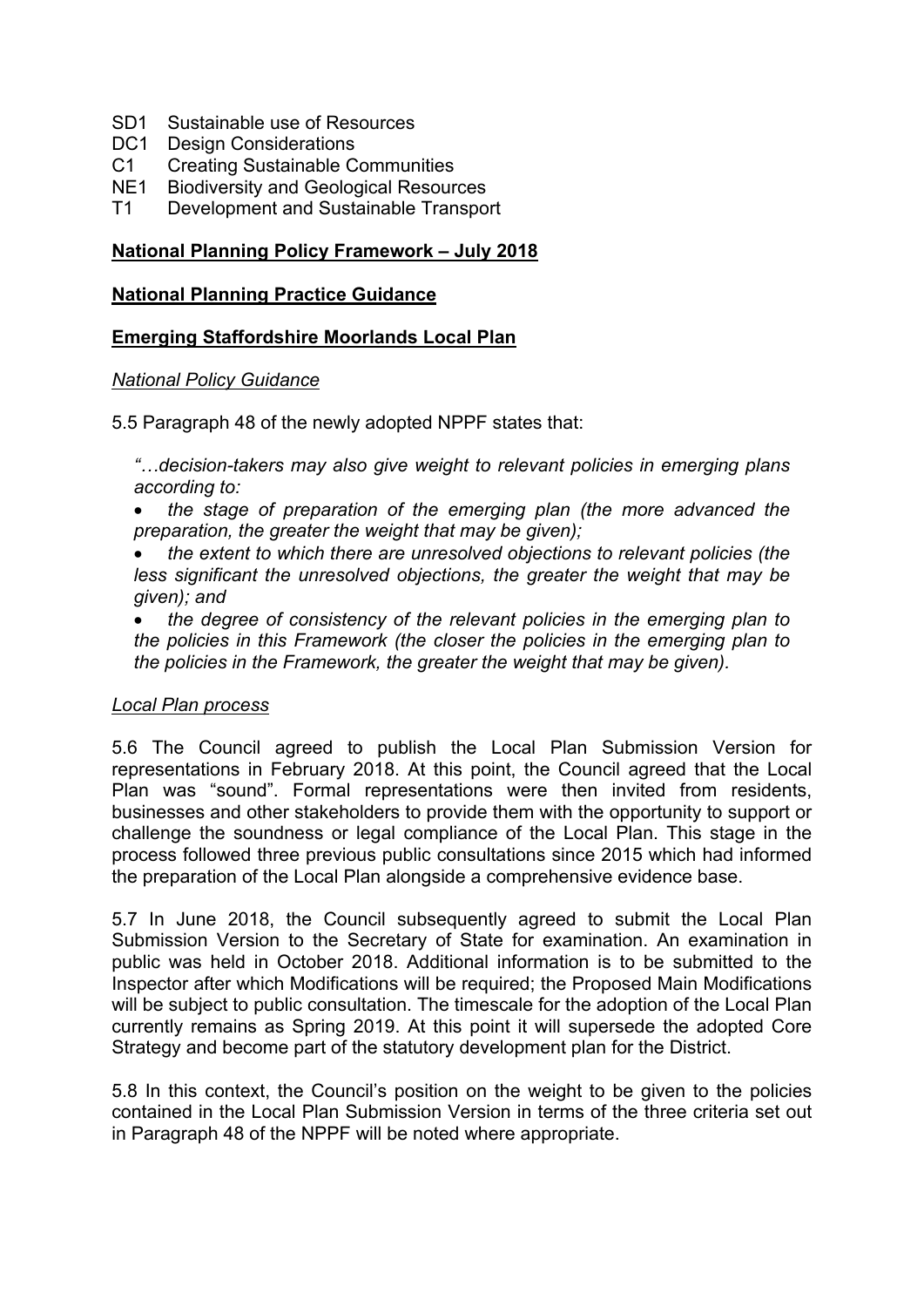SD1 Sustainable use of Resources
DC1 Design Considerations
C1 Creating Sustainable Communities
NE1 Biodiversity and Geological Resources
T1 Development and Sustainable Transport

**National Planning Policy Framework – July 2018**

**National Planning Practice Guidance**

**Emerging Staffordshire Moorlands Local Plan**

*National Policy Guidance*

5.5 Paragraph 48 of the newly adopted NPPF states that:

> *"…decision-takers may also give weight to relevant policies in emerging plans according to:*
>
> - *the stage of preparation of the emerging plan (the more advanced the preparation, the greater the weight that may be given);*
> - *the extent to which there are unresolved objections to relevant policies (the less significant the unresolved objections, the greater the weight that may be given); and*
> - *the degree of consistency of the relevant policies in the emerging plan to the policies in this Framework (the closer the policies in the emerging plan to the policies in the Framework, the greater the weight that may be given).*

*Local Plan process*

5.6 The Council agreed to publish the Local Plan Submission Version for representations in February 2018. At this point, the Council agreed that the Local Plan was "sound". Formal representations were then invited from residents, businesses and other stakeholders to provide them with the opportunity to support or challenge the soundness or legal compliance of the Local Plan. This stage in the process followed three previous public consultations since 2015 which had informed the preparation of the Local Plan alongside a comprehensive evidence base.

5.7 In June 2018, the Council subsequently agreed to submit the Local Plan Submission Version to the Secretary of State for examination. An examination in public was held in October 2018. Additional information is to be submitted to the Inspector after which Modifications will be required; the Proposed Main Modifications will be subject to public consultation. The timescale for the adoption of the Local Plan currently remains as Spring 2019. At this point it will supersede the adopted Core Strategy and become part of the statutory development plan for the District.

5.8 In this context, the Council's position on the weight to be given to the policies contained in the Local Plan Submission Version in terms of the three criteria set out in Paragraph 48 of the NPPF will be noted where appropriate.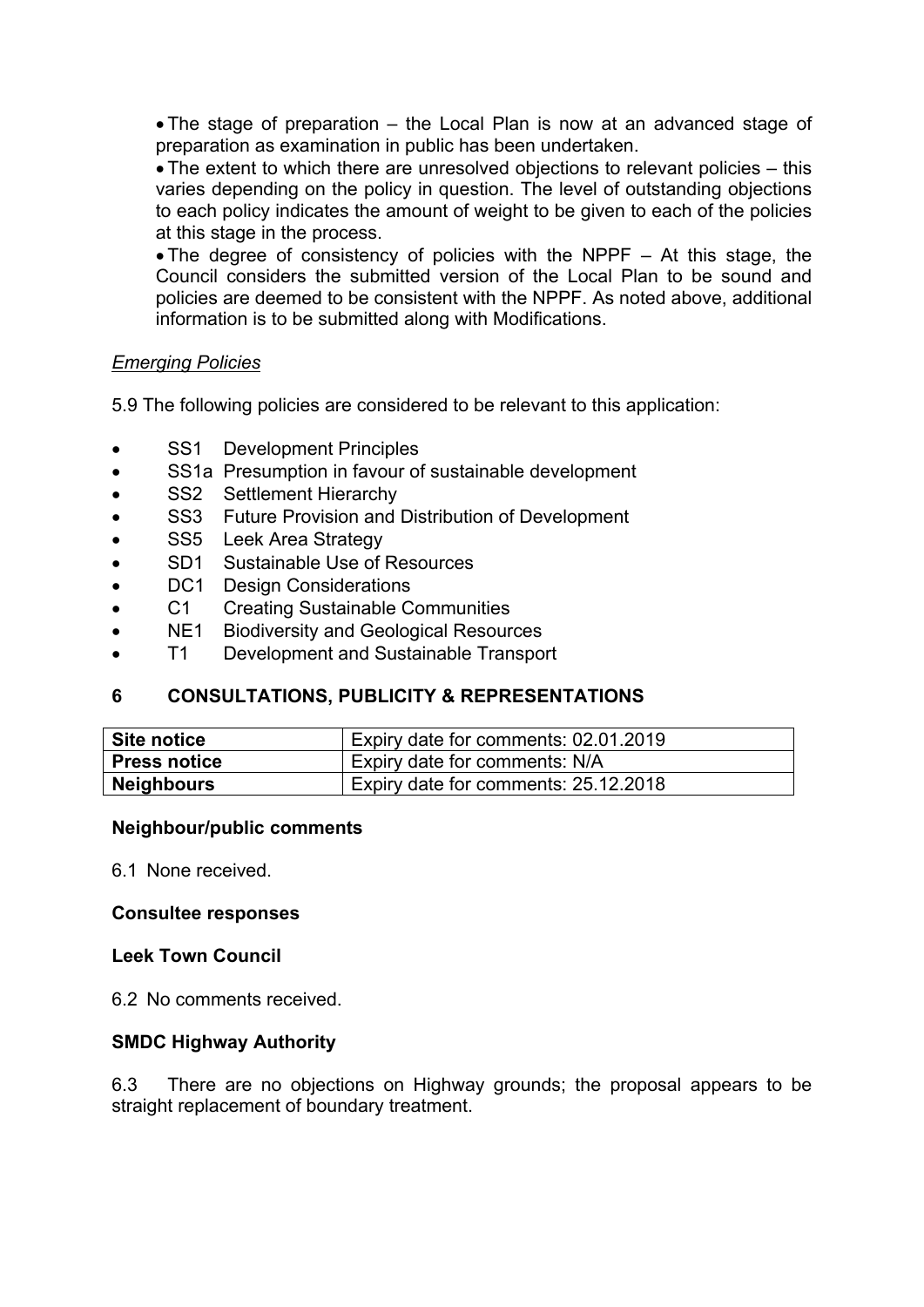- The stage of preparation – the Local Plan is now at an advanced stage of preparation as examination in public has been undertaken.
- The extent to which there are unresolved objections to relevant policies – this varies depending on the policy in question. The level of outstanding objections to each policy indicates the amount of weight to be given to each of the policies at this stage in the process.
- The degree of consistency of policies with the NPPF – At this stage, the Council considers the submitted version of the Local Plan to be sound and policies are deemed to be consistent with the NPPF. As noted above, additional information is to be submitted along with Modifications.

*Emerging Policies*

5.9 The following policies are considered to be relevant to this application:

- SS1 Development Principles
- SS1a Presumption in favour of sustainable development
- SS2 Settlement Hierarchy
- SS3 Future Provision and Distribution of Development
- SS5 Leek Area Strategy
- SD1 Sustainable Use of Resources
- DC1 Design Considerations
- C1 Creating Sustainable Communities
- NE1 Biodiversity and Geological Resources
- T1 Development and Sustainable Transport

## 6 CONSULTATIONS, PUBLICITY & REPRESENTATIONS

| | |
|---|---|
| **Site notice** | Expiry date for comments: 02.01.2019 |
| **Press notice** | Expiry date for comments: N/A |
| **Neighbours** | Expiry date for comments: 25.12.2018 |

**Neighbour/public comments**

6.1 None received.

**Consultee responses**

**Leek Town Council**

6.2 No comments received.

**SMDC Highway Authority**

6.3 There are no objections on Highway grounds; the proposal appears to be straight replacement of boundary treatment.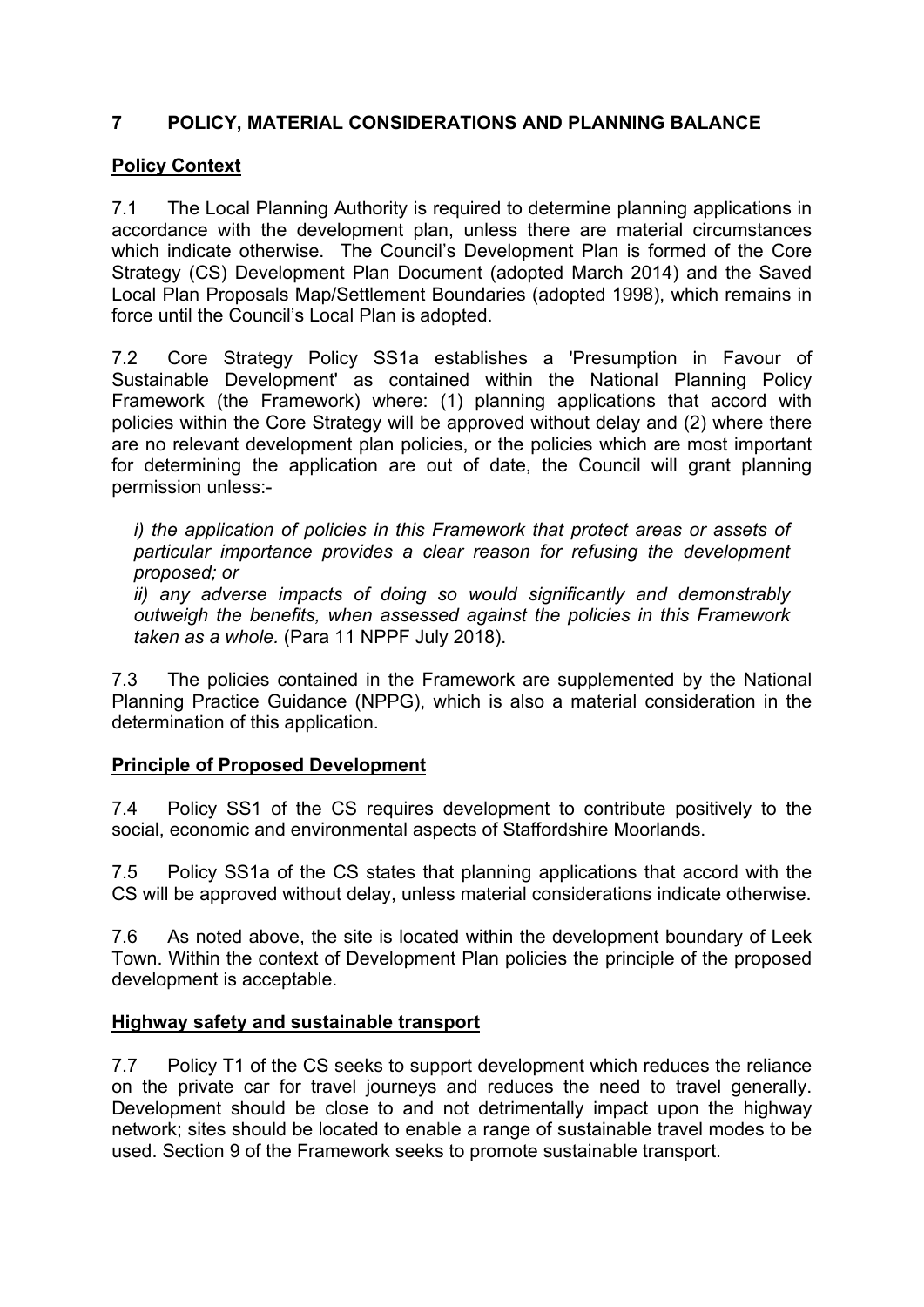## 7 POLICY, MATERIAL CONSIDERATIONS AND PLANNING BALANCE

### Policy Context

7.1 The Local Planning Authority is required to determine planning applications in accordance with the development plan, unless there are material circumstances which indicate otherwise. The Council's Development Plan is formed of the Core Strategy (CS) Development Plan Document (adopted March 2014) and the Saved Local Plan Proposals Map/Settlement Boundaries (adopted 1998), which remains in force until the Council's Local Plan is adopted.

7.2 Core Strategy Policy SS1a establishes a 'Presumption in Favour of Sustainable Development' as contained within the National Planning Policy Framework (the Framework) where: (1) planning applications that accord with policies within the Core Strategy will be approved without delay and (2) where there are no relevant development plan policies, or the policies which are most important for determining the application are out of date, the Council will grant planning permission unless:-

> *i) the application of policies in this Framework that protect areas or assets of particular importance provides a clear reason for refusing the development proposed; or*
>
> *ii) any adverse impacts of doing so would significantly and demonstrably outweigh the benefits, when assessed against the policies in this Framework taken as a whole.* (Para 11 NPPF July 2018).

7.3 The policies contained in the Framework are supplemented by the National Planning Practice Guidance (NPPG), which is also a material consideration in the determination of this application.

### Principle of Proposed Development

7.4 Policy SS1 of the CS requires development to contribute positively to the social, economic and environmental aspects of Staffordshire Moorlands.

7.5 Policy SS1a of the CS states that planning applications that accord with the CS will be approved without delay, unless material considerations indicate otherwise.

7.6 As noted above, the site is located within the development boundary of Leek Town. Within the context of Development Plan policies the principle of the proposed development is acceptable.

### Highway safety and sustainable transport

7.7 Policy T1 of the CS seeks to support development which reduces the reliance on the private car for travel journeys and reduces the need to travel generally. Development should be close to and not detrimentally impact upon the highway network; sites should be located to enable a range of sustainable travel modes to be used. Section 9 of the Framework seeks to promote sustainable transport.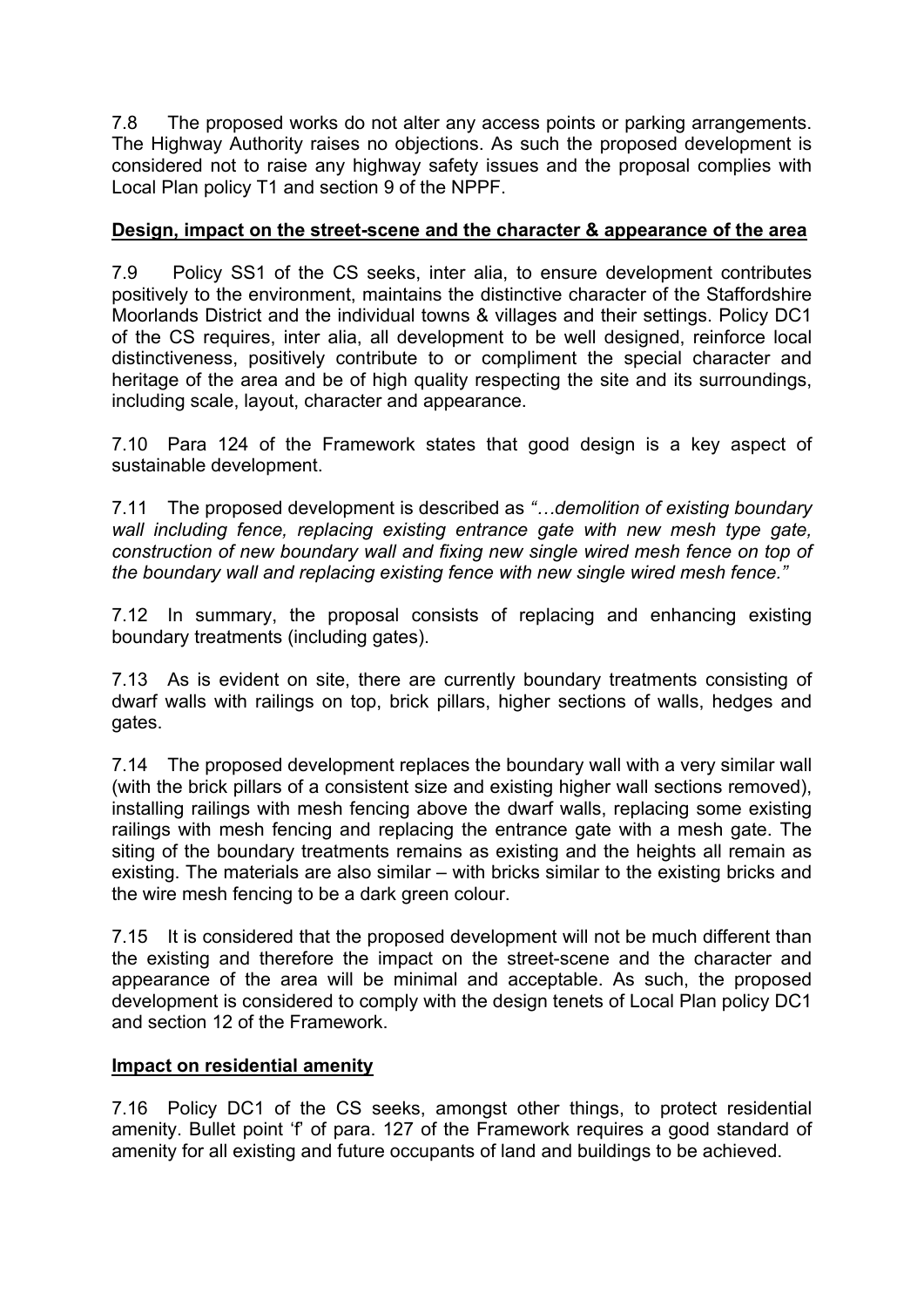7.8 The proposed works do not alter any access points or parking arrangements. The Highway Authority raises no objections. As such the proposed development is considered not to raise any highway safety issues and the proposal complies with Local Plan policy T1 and section 9 of the NPPF.

**Design, impact on the street-scene and the character & appearance of the area**

7.9 Policy SS1 of the CS seeks, inter alia, to ensure development contributes positively to the environment, maintains the distinctive character of the Staffordshire Moorlands District and the individual towns & villages and their settings. Policy DC1 of the CS requires, inter alia, all development to be well designed, reinforce local distinctiveness, positively contribute to or compliment the special character and heritage of the area and be of high quality respecting the site and its surroundings, including scale, layout, character and appearance.

7.10 Para 124 of the Framework states that good design is a key aspect of sustainable development.

7.11 The proposed development is described as *"…demolition of existing boundary wall including fence, replacing existing entrance gate with new mesh type gate, construction of new boundary wall and fixing new single wired mesh fence on top of the boundary wall and replacing existing fence with new single wired mesh fence."*

7.12 In summary, the proposal consists of replacing and enhancing existing boundary treatments (including gates).

7.13 As is evident on site, there are currently boundary treatments consisting of dwarf walls with railings on top, brick pillars, higher sections of walls, hedges and gates.

7.14 The proposed development replaces the boundary wall with a very similar wall (with the brick pillars of a consistent size and existing higher wall sections removed), installing railings with mesh fencing above the dwarf walls, replacing some existing railings with mesh fencing and replacing the entrance gate with a mesh gate. The siting of the boundary treatments remains as existing and the heights all remain as existing. The materials are also similar – with bricks similar to the existing bricks and the wire mesh fencing to be a dark green colour.

7.15 It is considered that the proposed development will not be much different than the existing and therefore the impact on the street-scene and the character and appearance of the area will be minimal and acceptable. As such, the proposed development is considered to comply with the design tenets of Local Plan policy DC1 and section 12 of the Framework.

**Impact on residential amenity**

7.16 Policy DC1 of the CS seeks, amongst other things, to protect residential amenity. Bullet point 'f' of para. 127 of the Framework requires a good standard of amenity for all existing and future occupants of land and buildings to be achieved.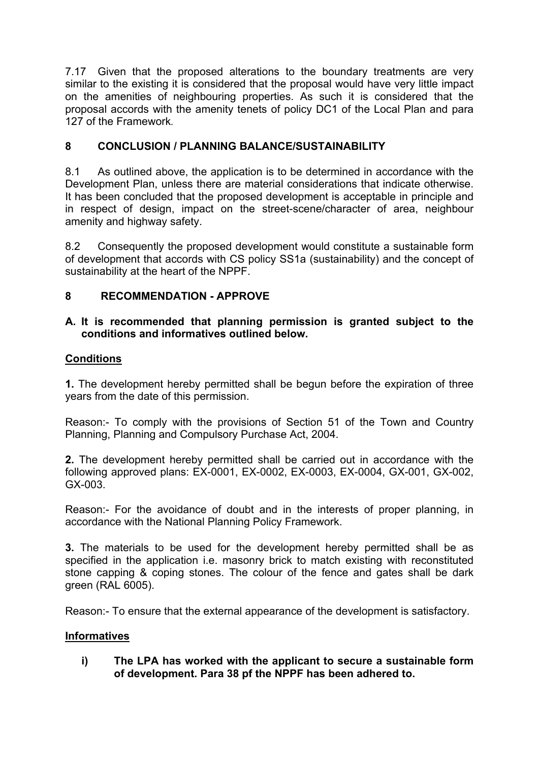7.17 Given that the proposed alterations to the boundary treatments are very similar to the existing it is considered that the proposal would have very little impact on the amenities of neighbouring properties. As such it is considered that the proposal accords with the amenity tenets of policy DC1 of the Local Plan and para 127 of the Framework.

## 8 CONCLUSION / PLANNING BALANCE/SUSTAINABILITY

8.1 As outlined above, the application is to be determined in accordance with the Development Plan, unless there are material considerations that indicate otherwise. It has been concluded that the proposed development is acceptable in principle and in respect of design, impact on the street-scene/character of area, neighbour amenity and highway safety.

8.2 Consequently the proposed development would constitute a sustainable form of development that accords with CS policy SS1a (sustainability) and the concept of sustainability at the heart of the NPPF.

## 8 RECOMMENDATION - APPROVE

**A. It is recommended that planning permission is granted subject to the conditions and informatives outlined below.**

### Conditions

**1.** The development hereby permitted shall be begun before the expiration of three years from the date of this permission.

Reason:- To comply with the provisions of Section 51 of the Town and Country Planning, Planning and Compulsory Purchase Act, 2004.

**2.** The development hereby permitted shall be carried out in accordance with the following approved plans: EX-0001, EX-0002, EX-0003, EX-0004, GX-001, GX-002, GX-003.

Reason:- For the avoidance of doubt and in the interests of proper planning, in accordance with the National Planning Policy Framework.

**3.** The materials to be used for the development hereby permitted shall be as specified in the application i.e. masonry brick to match existing with reconstituted stone capping & coping stones. The colour of the fence and gates shall be dark green (RAL 6005).

Reason:- To ensure that the external appearance of the development is satisfactory.

### Informatives

**i) The LPA has worked with the applicant to secure a sustainable form of development. Para 38 pf the NPPF has been adhered to.**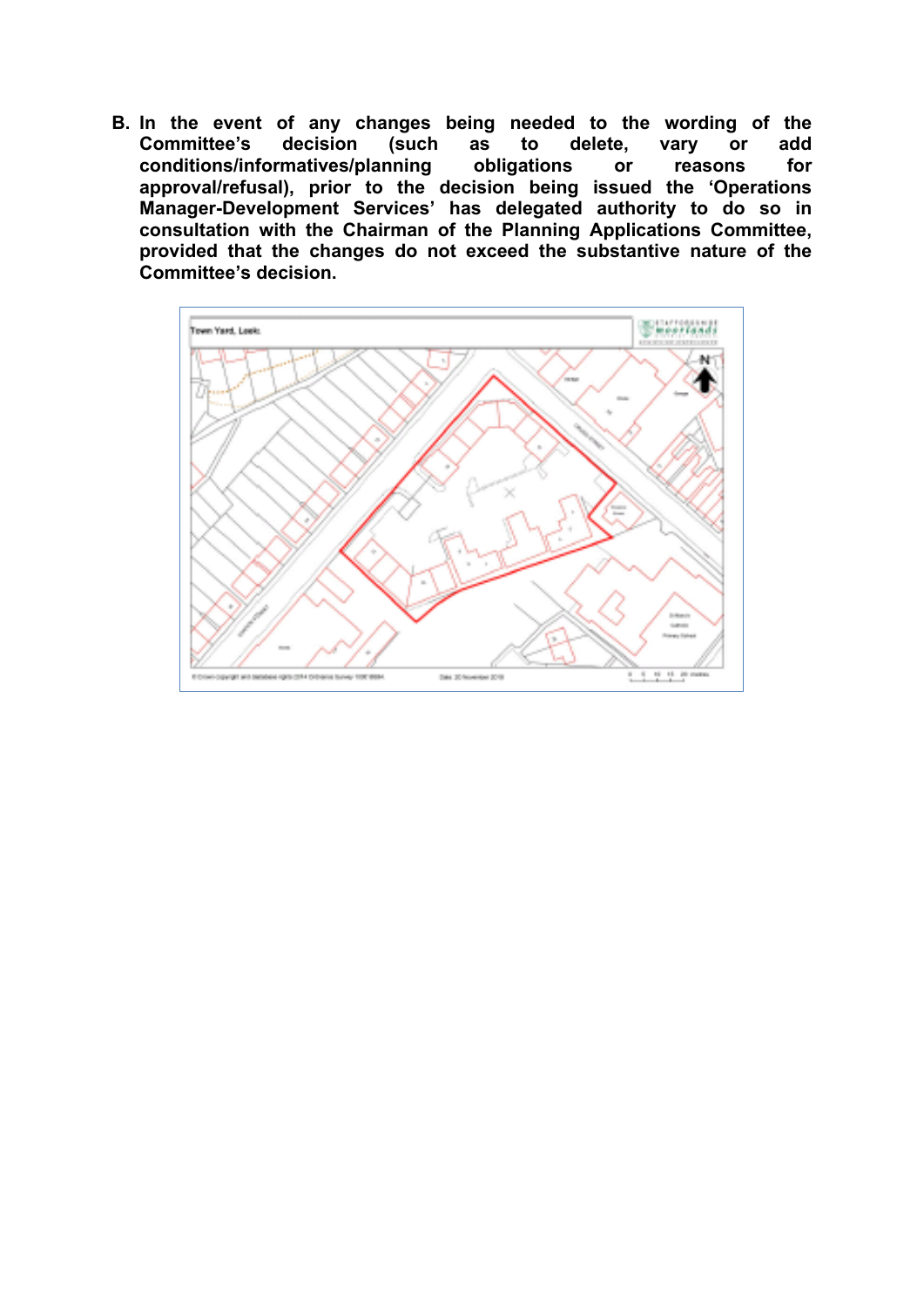B. **In the event of any changes being needed to the wording of the Committee's decision (such as to delete, vary or add conditions/informatives/planning obligations or reasons for approval/refusal), prior to the decision being issued the 'Operations Manager-Development Services' has delegated authority to do so in consultation with the Chairman of the Planning Applications Committee, provided that the changes do not exceed the substantive nature of the Committee's decision.**

Town Yard, Leek

Staffordshire Moorlands

N

© Crown copyright and database rights 2014 Ordnance Survey 100018994

Date: 20 November 2018

0 5 10 15 20 metres